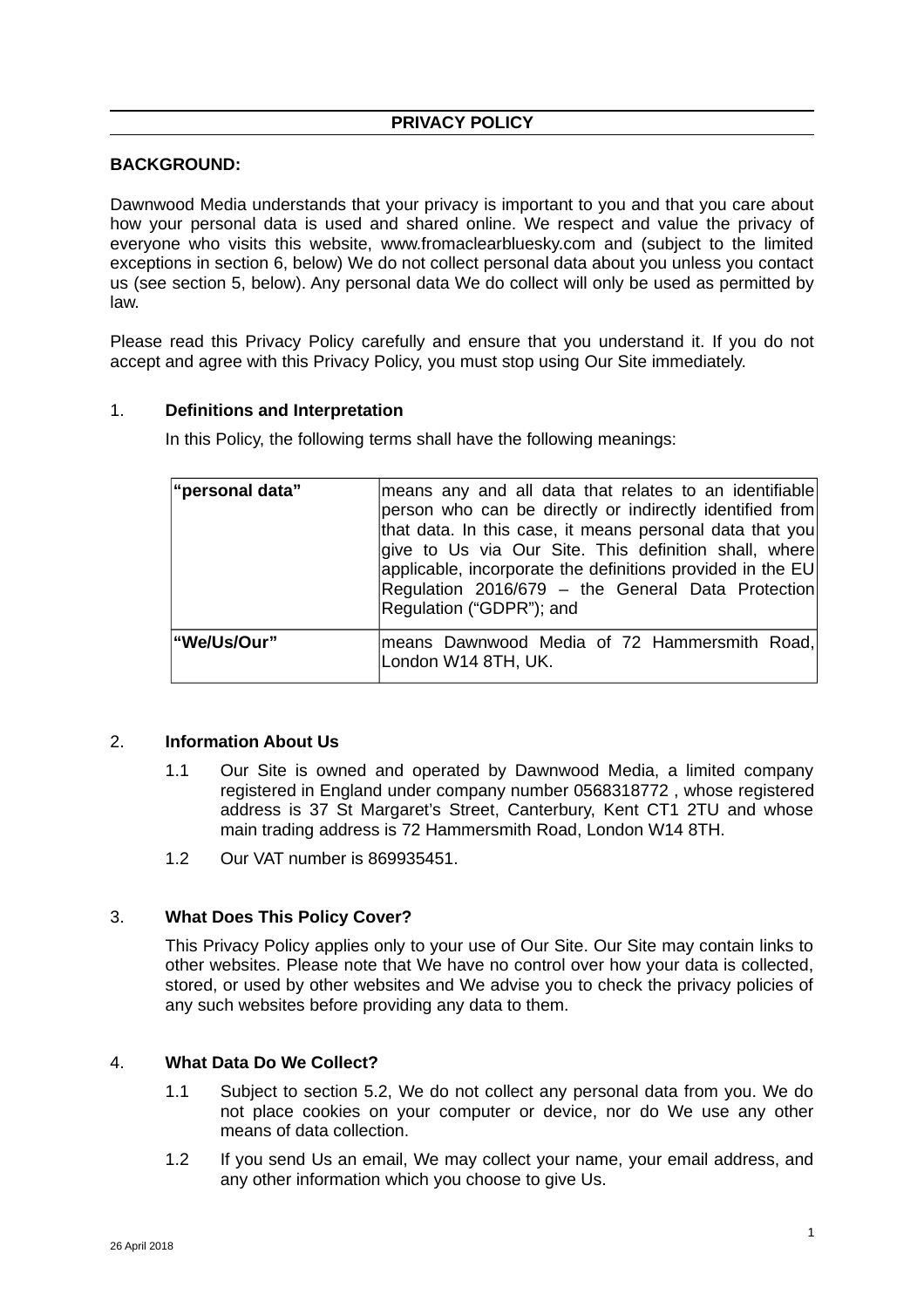# PRIVACY POLICY

**BACKGROUND:**

Dawnwood Media understands that your privacy is important to you and that you care about how your personal data is used and shared online. We respect and value the privacy of everyone who visits this website, www.fromaclearbluesky.com and (subject to the limited exceptions in section 6, below) We do not collect personal data about you unless you contact us (see section 5, below). Any personal data We do collect will only be used as permitted by law.

Please read this Privacy Policy carefully and ensure that you understand it. If you do not accept and agree with this Privacy Policy, you must stop using Our Site immediately.

## 1. Definitions and Interpretation

In this Policy, the following terms shall have the following meanings:

| | |
|---|---|
| **"personal data"** | means any and all data that relates to an identifiable person who can be directly or indirectly identified from that data. In this case, it means personal data that you give to Us via Our Site. This definition shall, where applicable, incorporate the definitions provided in the EU Regulation 2016/679 – the General Data Protection Regulation ("GDPR"); and |
| **"We/Us/Our"** | means Dawnwood Media of 72 Hammersmith Road, London W14 8TH, UK. |

## 2. Information About Us

1.1 Our Site is owned and operated by Dawnwood Media, a limited company registered in England under company number 0568318772 , whose registered address is 37 St Margaret's Street, Canterbury, Kent CT1 2TU and whose main trading address is 72 Hammersmith Road, London W14 8TH.

1.2 Our VAT number is 869935451.

## 3. What Does This Policy Cover?

This Privacy Policy applies only to your use of Our Site. Our Site may contain links to other websites. Please note that We have no control over how your data is collected, stored, or used by other websites and We advise you to check the privacy policies of any such websites before providing any data to them.

## 4. What Data Do We Collect?

1.1 Subject to section 5.2, We do not collect any personal data from you. We do not place cookies on your computer or device, nor do We use any other means of data collection.

1.2 If you send Us an email, We may collect your name, your email address, and any other information which you choose to give Us.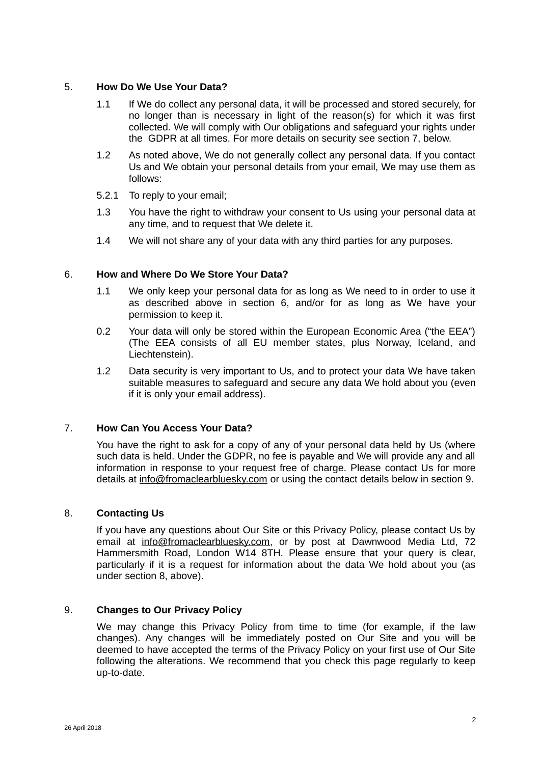5. **How Do We Use Your Data?**

1.1 If We do collect any personal data, it will be processed and stored securely, for no longer than is necessary in light of the reason(s) for which it was first collected. We will comply with Our obligations and safeguard your rights under the GDPR at all times. For more details on security see section 7, below.

1.2 As noted above, We do not generally collect any personal data. If you contact Us and We obtain your personal details from your email, We may use them as follows:

5.2.1 To reply to your email;

1.3 You have the right to withdraw your consent to Us using your personal data at any time, and to request that We delete it.

1.4 We will not share any of your data with any third parties for any purposes.

6. **How and Where Do We Store Your Data?**

1.1 We only keep your personal data for as long as We need to in order to use it as described above in section 6, and/or for as long as We have your permission to keep it.

0.2 Your data will only be stored within the European Economic Area ("the EEA") (The EEA consists of all EU member states, plus Norway, Iceland, and Liechtenstein).

1.2 Data security is very important to Us, and to protect your data We have taken suitable measures to safeguard and secure any data We hold about you (even if it is only your email address).

7. **How Can You Access Your Data?**

You have the right to ask for a copy of any of your personal data held by Us (where such data is held. Under the GDPR, no fee is payable and We will provide any and all information in response to your request free of charge. Please contact Us for more details at info@fromaclearbluesky.com or using the contact details below in section 9.

8. **Contacting Us**

If you have any questions about Our Site or this Privacy Policy, please contact Us by email at info@fromaclearbluesky.com, or by post at Dawnwood Media Ltd, 72 Hammersmith Road, London W14 8TH. Please ensure that your query is clear, particularly if it is a request for information about the data We hold about you (as under section 8, above).

9. **Changes to Our Privacy Policy**

We may change this Privacy Policy from time to time (for example, if the law changes). Any changes will be immediately posted on Our Site and you will be deemed to have accepted the terms of the Privacy Policy on your first use of Our Site following the alterations. We recommend that you check this page regularly to keep up-to-date.

26 April 2018